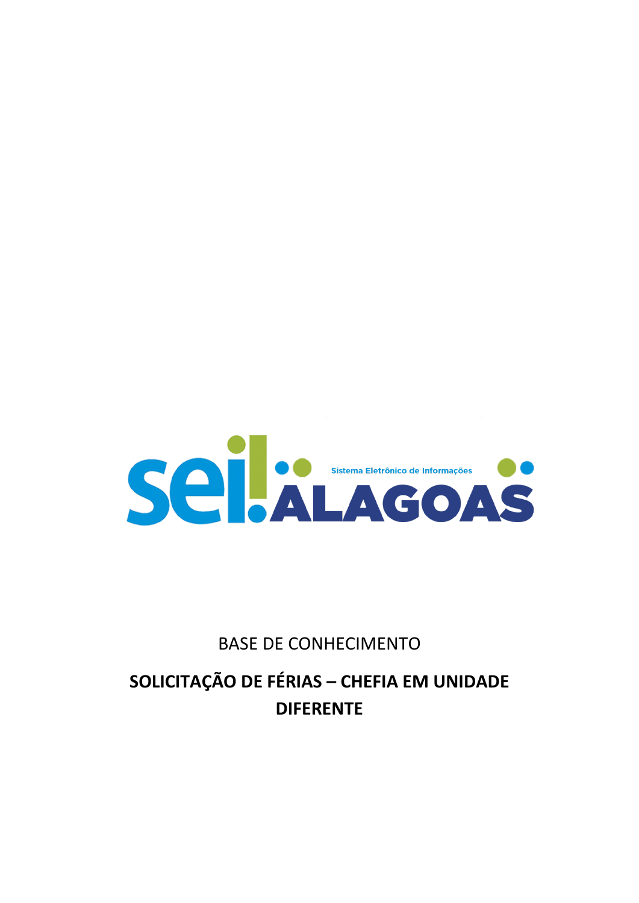sei! Sistema Eletrônico de Informações ALAGOAS

BASE DE CONHECIMENTO

# SOLICITAÇÃO DE FÉRIAS – CHEFIA EM UNIDADE DIFERENTE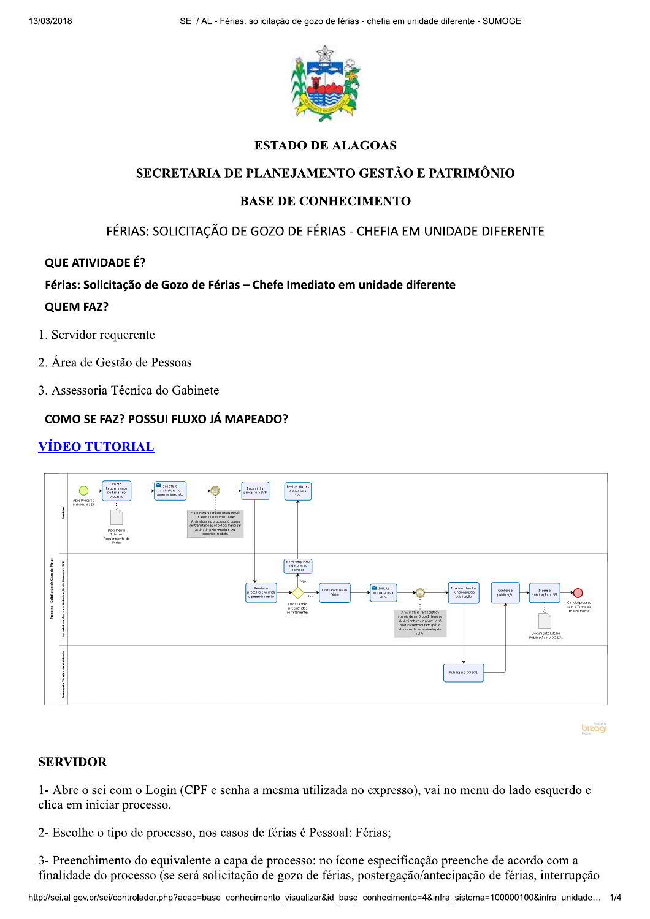ESTADO DE ALAGOAS

SECRETARIA DE PLANEJAMENTO GESTÃO E PATRIMÔNIO

BASE DE CONHECIMENTO

FÉRIAS: SOLICITAÇÃO DE GOZO DE FÉRIAS - CHEFIA EM UNIDADE DIFERENTE

**QUE ATIVIDADE É?**

**Férias: Solicitação de Gozo de Férias – Chefe Imediato em unidade diferente**

**QUEM FAZ?**

1. Servidor requerente
2. Área de Gestão de Pessoas
3. Assessoria Técnica do Gabinete

**COMO SE FAZ? POSSUI FLUXO JÁ MAPEADO?**

[VÍDEO TUTORIAL]()

## SERVIDOR

1- Abre o sei com o Login (CPF e senha a mesma utilizada no expresso), vai no menu do lado esquerdo e clica em iniciar processo.

2- Escolhe o tipo de processo, nos casos de férias é Pessoal: Férias;

3- Preenchimento do equivalente a capa de processo: no ícone especificação preenche de acordo com a finalidade do processo (se será solicitação de gozo de férias, postergação/antecipação de férias, interrupção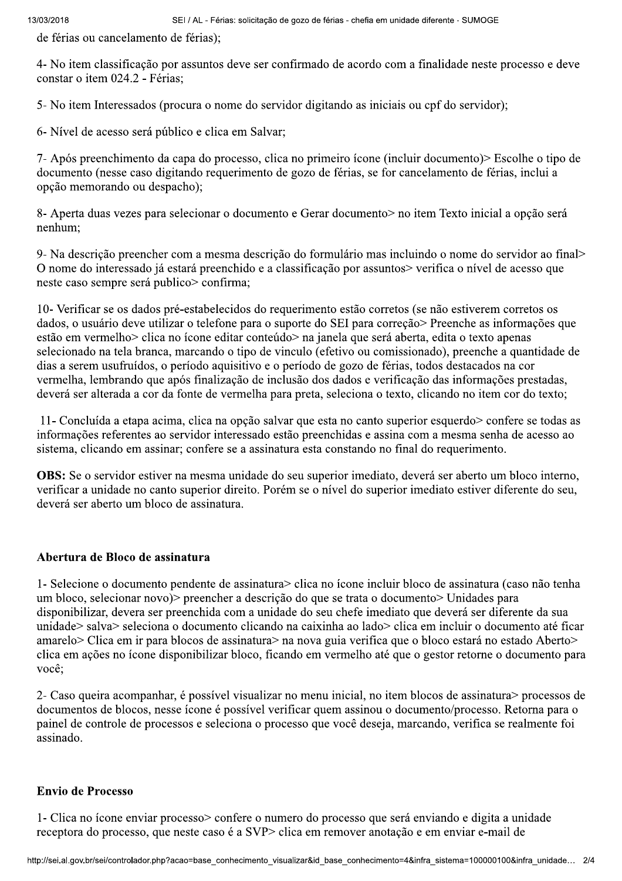de férias ou cancelamento de férias);

4- No item classificação por assuntos deve ser confirmado de acordo com a finalidade neste processo e deve constar o item 024.2 - Férias;

5- No item Interessados (procura o nome do servidor digitando as iniciais ou cpf do servidor);

6- Nível de acesso será público e clica em Salvar;

7- Após preenchimento da capa do processo, clica no primeiro ícone (incluir documento)> Escolhe o tipo de documento (nesse caso digitando requerimento de gozo de férias, se for cancelamento de férias, inclui a opção memorando ou despacho);

8- Aperta duas vezes para selecionar o documento e Gerar documento> no item Texto inicial a opção será nenhum;

9- Na descrição preencher com a mesma descrição do formulário mas incluindo o nome do servidor ao final> O nome do interessado já estará preenchido e a classificação por assuntos> verifica o nível de acesso que neste caso sempre será publico> confirma;

10- Verificar se os dados pré-estabelecidos do requerimento estão corretos (se não estiverem corretos os dados, o usuário deve utilizar o telefone para o suporte do SEI para correção> Preenche as informações que estão em vermelho> clica no ícone editar conteúdo> na janela que será aberta, edita o texto apenas selecionado na tela branca, marcando o tipo de vinculo (efetivo ou comissionado), preenche a quantidade de dias a serem usufruídos, o período aquisitivo e o período de gozo de férias, todos destacados na cor vermelha, lembrando que após finalização de inclusão dos dados e verificação das informações prestadas, deverá ser alterada a cor da fonte de vermelha para preta, seleciona o texto, clicando no item cor do texto;

11- Concluída a etapa acima, clica na opção salvar que esta no canto superior esquerdo> confere se todas as informações referentes ao servidor interessado estão preenchidas e assina com a mesma senha de acesso ao sistema, clicando em assinar; confere se a assinatura esta constando no final do requerimento.

**OBS:** Se o servidor estiver na mesma unidade do seu superior imediato, deverá ser aberto um bloco interno, verificar a unidade no canto superior direito. Porém se o nível do superior imediato estiver diferente do seu, deverá ser aberto um bloco de assinatura.

## Abertura de Bloco de assinatura

1- Selecione o documento pendente de assinatura> clica no ícone incluir bloco de assinatura (caso não tenha um bloco, selecionar novo)> preencher a descrição do que se trata o documento> Unidades para disponibilizar, devera ser preenchida com a unidade do seu chefe imediato que deverá ser diferente da sua unidade> salva> seleciona o documento clicando na caixinha ao lado> clica em incluir o documento até ficar amarelo> Clica em ir para blocos de assinatura> na nova guia verifica que o bloco estará no estado Aberto> clica em ações no ícone disponibilizar bloco, ficando em vermelho até que o gestor retorne o documento para você;

2- Caso queira acompanhar, é possível visualizar no menu inicial, no item blocos de assinatura> processos de documentos de blocos, nesse ícone é possível verificar quem assinou o documento/processo. Retorna para o painel de controle de processos e seleciona o processo que você deseja, marcando, verifica se realmente foi assinado.

## Envio de Processo

1- Clica no ícone enviar processo> confere o numero do processo que será enviando e digita a unidade receptora do processo, que neste caso é a SVP> clica em remover anotação e em enviar e-mail de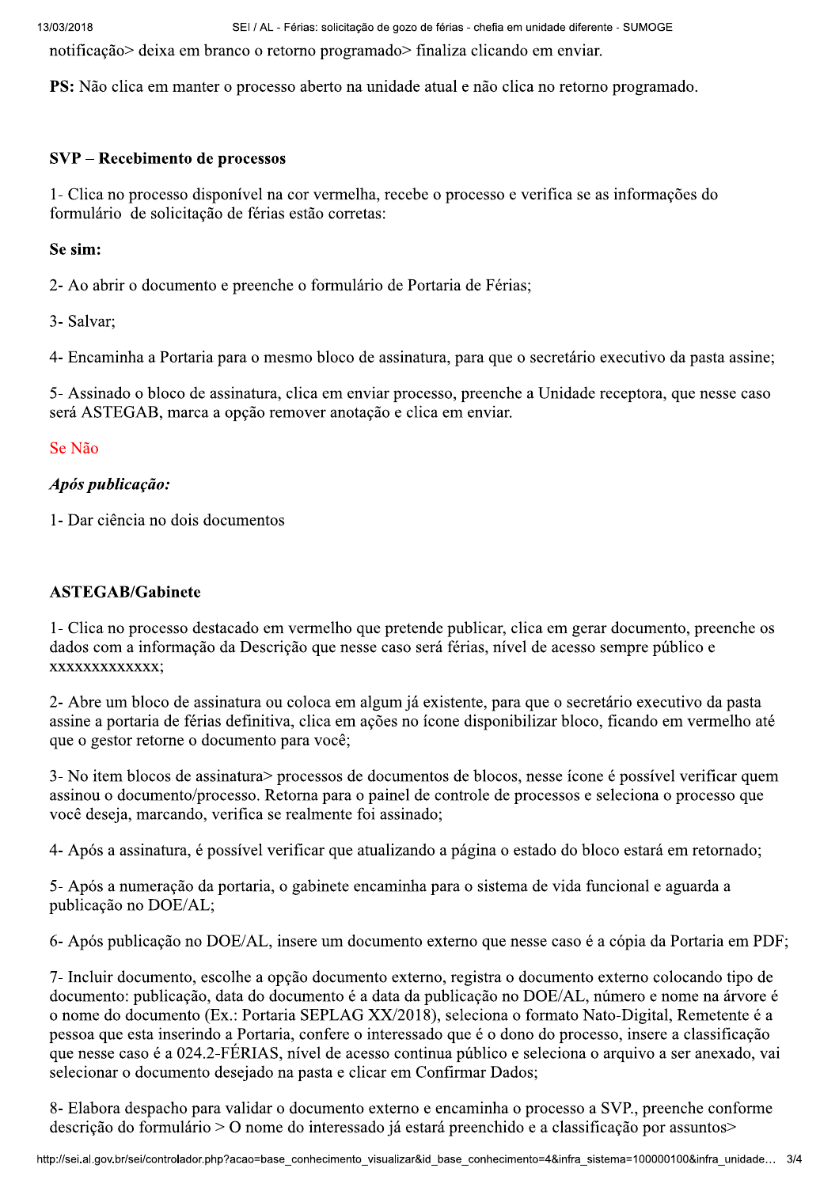notificação> deixa em branco o retorno programado> finaliza clicando em enviar.

**PS:** Não clica em manter o processo aberto na unidade atual e não clica no retorno programado.

**SVP – Recebimento de processos**

1- Clica no processo disponível na cor vermelha, recebe o processo e verifica se as informações do formulário de solicitação de férias estão corretas:

**Se sim:**

2- Ao abrir o documento e preenche o formulário de Portaria de Férias;

3- Salvar;

4- Encaminha a Portaria para o mesmo bloco de assinatura, para que o secretário executivo da pasta assine;

5- Assinado o bloco de assinatura, clica em enviar processo, preenche a Unidade receptora, que nesse caso será ASTEGAB, marca a opção remover anotação e clica em enviar.

Se Não

***Após publicação:***

1- Dar ciência no dois documentos

**ASTEGAB/Gabinete**

1- Clica no processo destacado em vermelho que pretende publicar, clica em gerar documento, preenche os dados com a informação da Descrição que nesse caso será férias, nível de acesso sempre público e xxxxxxxxxxxxx;

2- Abre um bloco de assinatura ou coloca em algum já existente, para que o secretário executivo da pasta assine a portaria de férias definitiva, clica em ações no ícone disponibilizar bloco, ficando em vermelho até que o gestor retorne o documento para você;

3- No item blocos de assinatura> processos de documentos de blocos, nesse ícone é possível verificar quem assinou o documento/processo. Retorna para o painel de controle de processos e seleciona o processo que você deseja, marcando, verifica se realmente foi assinado;

4- Após a assinatura, é possível verificar que atualizando a página o estado do bloco estará em retornado;

5- Após a numeração da portaria, o gabinete encaminha para o sistema de vida funcional e aguarda a publicação no DOE/AL;

6- Após publicação no DOE/AL, insere um documento externo que nesse caso é a cópia da Portaria em PDF;

7- Incluir documento, escolhe a opção documento externo, registra o documento externo colocando tipo de documento: publicação, data do documento é a data da publicação no DOE/AL, número e nome na árvore é o nome do documento (Ex.: Portaria SEPLAG XX/2018), seleciona o formato Nato-Digital, Remetente é a pessoa que esta inserindo a Portaria, confere o interessado que é o dono do processo, insere a classificação que nesse caso é a 024.2-FÉRIAS, nível de acesso continua público e seleciona o arquivo a ser anexado, vai selecionar o documento desejado na pasta e clicar em Confirmar Dados;

8- Elabora despacho para validar o documento externo e encaminha o processo a SVP., preenche conforme descrição do formulário > O nome do interessado já estará preenchido e a classificação por assuntos>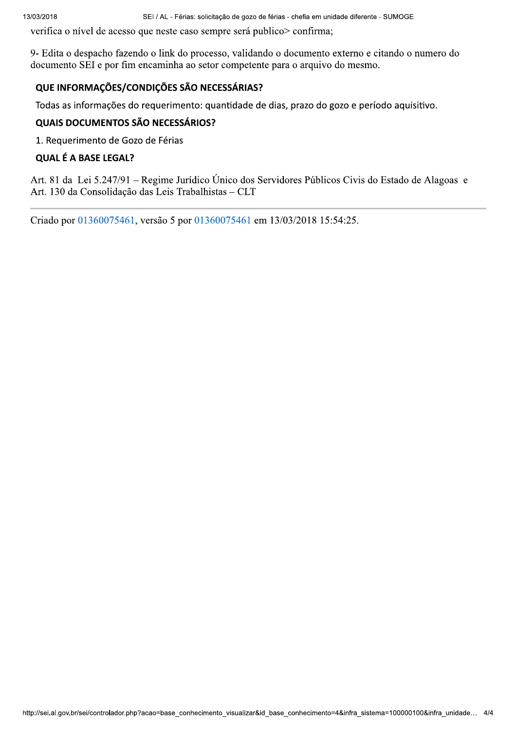verifica o nível de acesso que neste caso sempre será publico> confirma;

9- Edita o despacho fazendo o link do processo, validando o documento externo e citando o numero do documento SEI e por fim encaminha ao setor competente para o arquivo do mesmo.

### QUE INFORMAÇÕES/CONDIÇÕES SÃO NECESSÁRIAS?

Todas as informações do requerimento: quantidade de dias, prazo do gozo e período aquisitivo.

### QUAIS DOCUMENTOS SÃO NECESSÁRIOS?

1. Requerimento de Gozo de Férias

### QUAL É A BASE LEGAL?

Art. 81 da Lei 5.247/91 – Regime Jurídico Único dos Servidores Públicos Civis do Estado de Alagoas e Art. 130 da Consolidação das Leis Trabalhistas – CLT

---

Criado por 01360075461, versão 5 por 01360075461 em 13/03/2018 15:54:25.